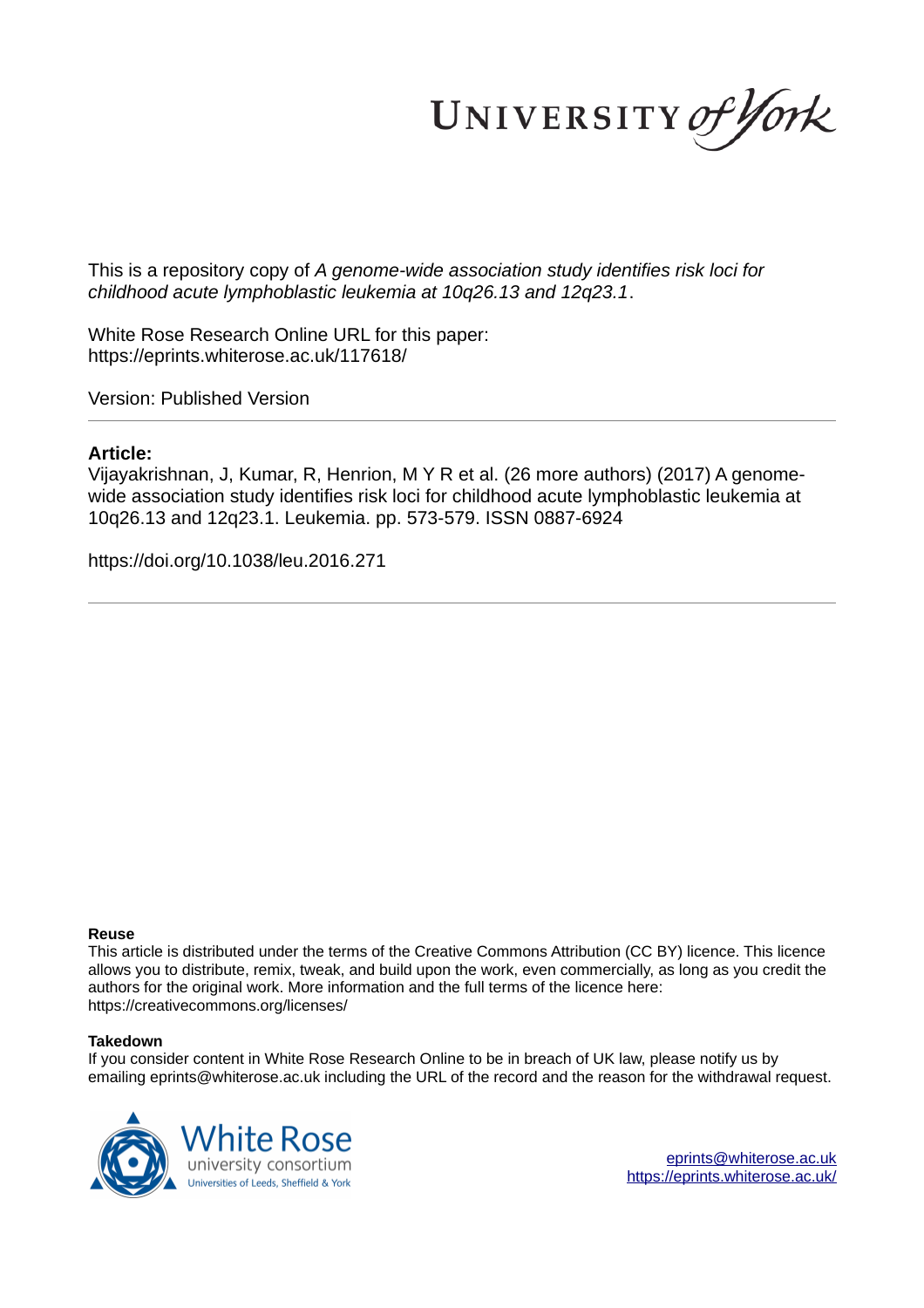This is a repository copy of *A genome-wide association study identifies risk loci for childhood acute lymphoblastic leukemia at 10q26.13 and 12q23.1*.

White Rose Research Online URL for this paper:
https://eprints.whiterose.ac.uk/117618/

Version: Published Version

## Article:

Vijayakrishnan, J, Kumar, R, Henrion, M Y R et al. (26 more authors) (2017) A genome-wide association study identifies risk loci for childhood acute lymphoblastic leukemia at 10q26.13 and 12q23.1. Leukemia. pp. 573-579. ISSN 0887-6924

https://doi.org/10.1038/leu.2016.271

**Reuse**

This article is distributed under the terms of the Creative Commons Attribution (CC BY) licence. This licence allows you to distribute, remix, tweak, and build upon the work, even commercially, as long as you credit the authors for the original work. More information and the full terms of the licence here: https://creativecommons.org/licenses/

**Takedown**

If you consider content in White Rose Research Online to be in breach of UK law, please notify us by emailing eprints@whiterose.ac.uk including the URL of the record and the reason for the withdrawal request.

eprints@whiterose.ac.uk
https://eprints.whiterose.ac.uk/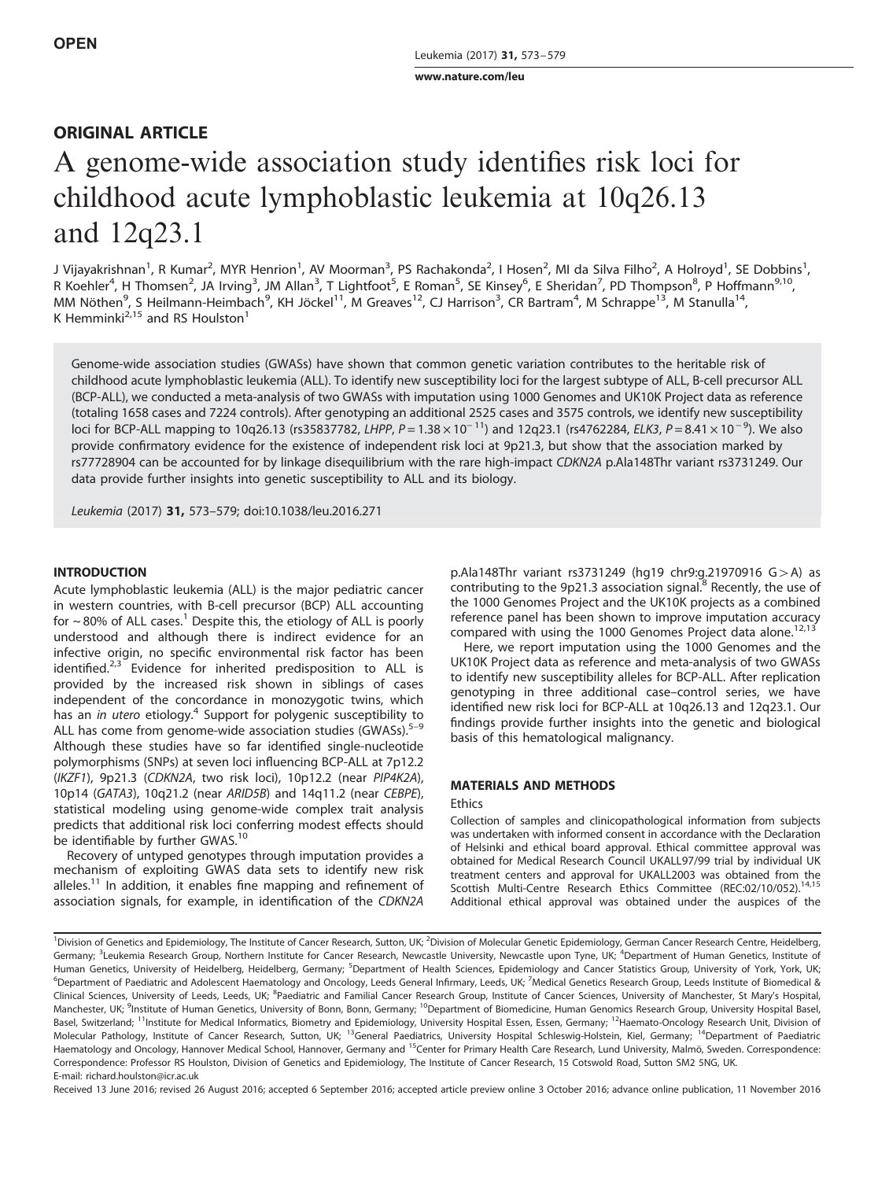OPEN

## ORIGINAL ARTICLE

# A genome-wide association study identifies risk loci for childhood acute lymphoblastic leukemia at 10q26.13 and 12q23.1

J Vijayakrishnan[1], R Kumar[2], MYR Henrion[1], AV Moorman[3], PS Rachakonda[2], I Hosen[2], MI da Silva Filho[2], A Holroyd[1], SE Dobbins[1], R Koehler[4], H Thomsen[2], JA Irving[3], JM Allan[3], T Lightfoot[5], E Roman[5], SE Kinsey[6], E Sheridan[7], PD Thompson[8], P Hoffmann[9,10], MM Nöthen[9], S Heilmann-Heimbach[9], KH Jöckel[11], M Greaves[12], CJ Harrison[3], CR Bartram[4], M Schrappe[13], M Stanulla[14], K Hemminki[2,15] and RS Houlston[1]

Genome-wide association studies (GWASs) have shown that common genetic variation contributes to the heritable risk of childhood acute lymphoblastic leukemia (ALL). To identify new susceptibility loci for the largest subtype of ALL, B-cell precursor ALL (BCP-ALL), we conducted a meta-analysis of two GWASs with imputation using 1000 Genomes and UK10K Project data as reference (totaling 1658 cases and 7224 controls). After genotyping an additional 2525 cases and 3575 controls, we identify new susceptibility loci for BCP-ALL mapping to 10q26.13 (rs35837782, *LHPP*, $P = 1.38 \times 10^{-11}$) and 12q23.1 (rs4762284, *ELK3*, $P = 8.41 \times 10^{-9}$). We also provide confirmatory evidence for the existence of independent risk loci at 9p21.3, but show that the association marked by rs77728904 can be accounted for by linkage disequilibrium with the rare high-impact *CDKN2A* p.Ala148Thr variant rs3731249. Our data provide further insights into genetic susceptibility to ALL and its biology.

*Leukemia* (2017) **31**, 573–579; doi:10.1038/leu.2016.271

## INTRODUCTION

Acute lymphoblastic leukemia (ALL) is the major pediatric cancer in western countries, with B-cell precursor (BCP) ALL accounting for ~80% of ALL cases.[1] Despite this, the etiology of ALL is poorly understood and although there is indirect evidence for an infective origin, no specific environmental risk factor has been identified.[2,3] Evidence for inherited predisposition to ALL is provided by the increased risk shown in siblings of cases independent of the concordance in monozygotic twins, which has an *in utero* etiology.[4] Support for polygenic susceptibility to ALL has come from genome-wide association studies (GWASs).[5–9] Although these studies have so far identified single-nucleotide polymorphisms (SNPs) at seven loci influencing BCP-ALL at 7p12.2 (*IKZF1*), 9p21.3 (*CDKN2A*, two risk loci), 10p12.2 (near *PIP4K2A*), 10p14 (*GATA3*), 10q21.2 (near *ARID5B*) and 14q11.2 (near *CEBPE*), statistical modeling using genome-wide complex trait analysis predicts that additional risk loci conferring modest effects should be identifiable by further GWAS.[10]

Recovery of untyped genotypes through imputation provides a mechanism of exploiting GWAS data sets to identify new risk alleles.[11] In addition, it enables fine mapping and refinement of association signals, for example, in identification of the *CDKN2A* p.Ala148Thr variant rs3731249 (hg19 chr9:g.21970916 G>A) as contributing to the 9p21.3 association signal.[8] Recently, the use of the 1000 Genomes Project and the UK10K projects as a combined reference panel has been shown to improve imputation accuracy compared with using the 1000 Genomes Project data alone.[12,13]

Here, we report imputation using the 1000 Genomes and the UK10K Project data as reference and meta-analysis of two GWASs to identify new susceptibility alleles for BCP-ALL. After replication genotyping in three additional case–control series, we have identified new risk loci for BCP-ALL at 10q26.13 and 12q23.1. Our findings provide further insights into the genetic and biological basis of this hematological malignancy.

## MATERIALS AND METHODS

### Ethics

Collection of samples and clinicopathological information from subjects was undertaken with informed consent in accordance with the Declaration of Helsinki and ethical board approval. Ethical committee approval was obtained for Medical Research Council UKALL97/99 trial by individual UK treatment centers and approval for UKALL2003 was obtained from the Scottish Multi-Centre Research Ethics Committee (REC:02/10/052).[14,15] Additional ethical approval was obtained under the auspices of the

[1]Division of Genetics and Epidemiology, The Institute of Cancer Research, Sutton, UK; [2]Division of Molecular Genetic Epidemiology, German Cancer Research Centre, Heidelberg, Germany; [3]Leukemia Research Group, Northern Institute for Cancer Research, Newcastle University, Newcastle upon Tyne, UK; [4]Department of Human Genetics, Institute of Human Genetics, University of Heidelberg, Heidelberg, Germany; [5]Department of Health Sciences, Epidemiology and Cancer Statistics Group, University of York, York, UK; [6]Department of Paediatric and Adolescent Haematology and Oncology, Leeds General Infirmary, Leeds, UK; [7]Medical Genetics Research Group, Leeds Institute of Biomedical & Clinical Sciences, University of Leeds, Leeds, UK; [8]Paediatric and Familial Cancer Research Group, Institute of Cancer Sciences, University of Manchester, St Mary's Hospital, Manchester, UK; [9]Institute of Human Genetics, University of Bonn, Bonn, Germany; [10]Department of Biomedicine, Human Genomics Research Group, University Hospital Basel, Basel, Switzerland; [11]Institute for Medical Informatics, Biometry and Epidemiology, University Hospital Essen, Essen, Germany; [12]Haemato-Oncology Research Unit, Division of Molecular Pathology, Institute of Cancer Research, Sutton, UK; [13]General Paediatrics, University Hospital Schleswig-Holstein, Kiel, Germany; [14]Department of Paediatric Haematology and Oncology, Hannover Medical School, Hannover, Germany and [15]Center for Primary Health Care Research, Lund University, Malmö, Sweden. Correspondence: Correspondence: Professor RS Houlston, Division of Genetics and Epidemiology, The Institute of Cancer Research, 15 Cotswold Road, Sutton SM2 5NG, UK. E-mail: richard.houlston@icr.ac.uk

Received 13 June 2016; revised 26 August 2016; accepted 6 September 2016; accepted article preview online 3 October 2016; advance online publication, 11 November 2016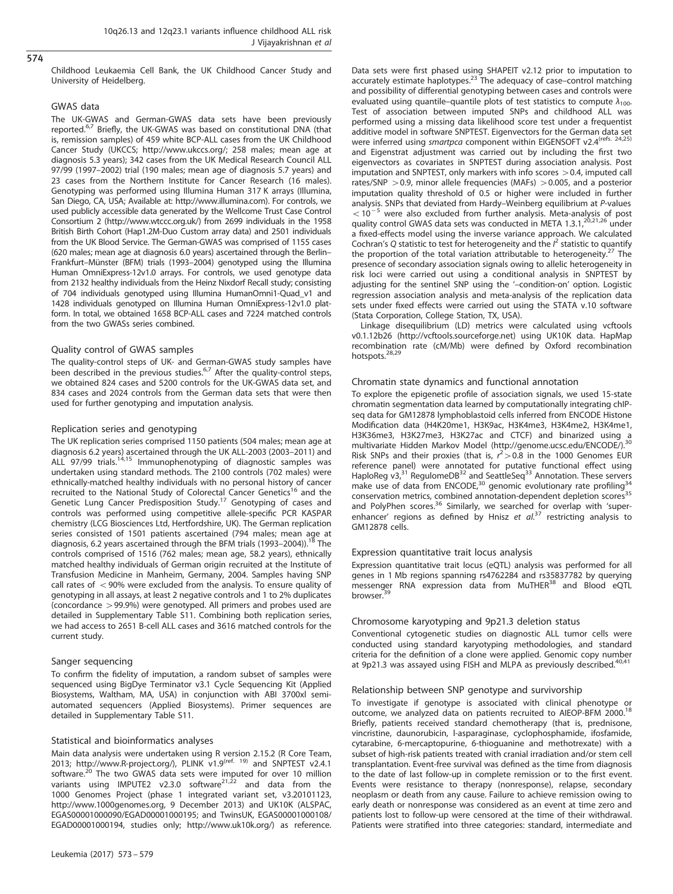Childhood Leukaemia Cell Bank, the UK Childhood Cancer Study and University of Heidelberg.

### GWAS data

The UK-GWAS and German-GWAS data sets have been previously reported.[6,7] Briefly, the UK-GWAS was based on constitutional DNA (that is, remission samples) of 459 white BCP-ALL cases from the UK Childhood Cancer Study (UKCCS; http://www.ukccs.org/; 258 males; mean age at diagnosis 5.3 years); 342 cases from the UK Medical Research Council ALL 97/99 (1997–2002) trial (190 males; mean age of diagnosis 5.7 years) and 23 cases from the Northern Institute for Cancer Research (16 males). Genotyping was performed using Illumina Human 317 K arrays (Illumina, San Diego, CA, USA; Available at: http://www.illumina.com). For controls, we used publicly accessible data generated by the Wellcome Trust Case Control Consortium 2 (http://www.wtccc.org.uk/) from 2699 individuals in the 1958 British Birth Cohort (Hap1.2M-Duo Custom array data) and 2501 individuals from the UK Blood Service. The German-GWAS was comprised of 1155 cases (620 males; mean age at diagnosis 6.0 years) ascertained through the Berlin–Frankfurt–Münster (BFM) trials (1993–2004) genotyped using the Illumina Human OmniExpress-12v1.0 arrays. For controls, we used genotype data from 2132 healthy individuals from the Heinz Nixdorf Recall study; consisting of 704 individuals genotyped using Illumina HumanOmni1-Quad_v1 and 1428 individuals genotyped on Illumina Human OmniExpress-12v1.0 platform. In total, we obtained 1658 BCP-ALL cases and 7224 matched controls from the two GWASs series combined.

### Quality control of GWAS samples

The quality-control steps of UK- and German-GWAS study samples have been described in the previous studies.[6,7] After the quality-control steps, we obtained 824 cases and 5200 controls for the UK-GWAS data set, and 834 cases and 2024 controls from the German data sets that were then used for further genotyping and imputation analysis.

### Replication series and genotyping

The UK replication series comprised 1150 patients (504 males; mean age at diagnosis 6.2 years) ascertained through the UK ALL-2003 (2003–2011) and ALL 97/99 trials.[14,15] Immunophenotyping of diagnostic samples was undertaken using standard methods. The 2100 controls (702 males) were ethnically-matched healthy individuals with no personal history of cancer recruited to the National Study of Colorectal Cancer Genetics[16] and the Genetic Lung Cancer Predisposition Study.[17] Genotyping of cases and controls was performed using competitive allele-specific PCR KASPAR chemistry (LCG Biosciences Ltd, Hertfordshire, UK). The German replication series consisted of 1501 patients ascertained (794 males; mean age at diagnosis, 6.2 years ascertained through the BFM trials (1993–2004)).[18] The controls comprised of 1516 (762 males; mean age, 58.2 years), ethnically matched healthy individuals of German origin recruited at the Institute of Transfusion Medicine in Manheim, Germany, 2004. Samples having SNP call rates of $<90\%$ were excluded from the analysis. To ensure quality of genotyping in all assays, at least 2 negative controls and 1 to 2% duplicates (concordance $>99.9\%$) were genotyped. All primers and probes used are detailed in Supplementary Table S11. Combining both replication series, we had access to 2651 B-cell ALL cases and 3616 matched controls for the current study.

### Sanger sequencing

To confirm the fidelity of imputation, a random subset of samples were sequenced using BigDye Terminator v3.1 Cycle Sequencing Kit (Applied Biosystems, Waltham, MA, USA) in conjunction with ABI 3700xl semi-automated sequencers (Applied Biosystems). Primer sequences are detailed in Supplementary Table S11.

### Statistical and bioinformatics analyses

Main data analysis were undertaken using R version 2.15.2 (R Core Team, 2013; http://www.R-project.org/), PLINK v1.9[ref. 19] and SNPTEST v2.4.1 software.[20] The two GWAS data sets were imputed for over 10 million variants using IMPUTE2 v2.3.0 software[21,22] and data from the 1000 Genomes Project (phase 1 integrated variant set, v3.20101123, http://www.1000genomes.org, 9 December 2013) and UK10K (ALSPAC, EGAS00001000090/EGAD00001000195; and TwinsUK, EGAS00001000108/EGAD00001000194, studies only; http://www.uk10k.org/) as reference. Data sets were first phased using SHAPEIT v2.12 prior to imputation to accurately estimate haplotypes.[23] The adequacy of case–control matching and possibility of differential genotyping between cases and controls were evaluated using quantile–quantile plots of test statistics to compute $\lambda_{100}$. Test of association between imputed SNPs and childhood ALL was performed using a missing data likelihood score test under a frequentist additive model in software SNPTEST. Eigenvectors for the German data set were inferred using *smartpca* component within EIGENSOFT v2.4[refs. 24,25] and Eigenstrat adjustment was carried out by including the first two eigenvectors as covariates in SNPTEST during association analysis. Post imputation and SNPTEST, only markers with info scores $>0.4$, imputed call rates/SNP $>0.9$, minor allele frequencies (MAFs) $>0.005$, and a posterior imputation quality threshold of 0.5 or higher were included in further analysis. SNPs that deviated from Hardy–Weinberg equilibrium at *P*-values $<10^{-5}$ were also excluded from further analysis. Meta-analysis of post quality control GWAS data sets was conducted in META 1.3.1,[20,21,26] under a fixed-effects model using the inverse variance approach. We calculated Cochran's *Q* statistic to test for heterogeneity and the $I^2$ statistic to quantify the proportion of the total variation attributable to heterogeneity.[27] The presence of secondary association signals owing to allelic heterogeneity in risk loci were carried out using a conditional analysis in SNPTEST by adjusting for the sentinel SNP using the '–condition-on' option. Logistic regression association analysis and meta-analysis of the replication data sets under fixed effects were carried out using the STATA v.10 software (Stata Corporation, College Station, TX, USA).

Linkage disequilibrium (LD) metrics were calculated using vcftools v0.1.12b26 (http://vcftools.sourceforge.net) using UK10K data. HapMap recombination rate (cM/Mb) were defined by Oxford recombination hotspots.[28,29]

### Chromatin state dynamics and functional annotation

To explore the epigenetic profile of association signals, we used 15-state chromatin segmentation data learned by computationally integrating chIP-seq data for GM12878 lymphoblastoid cells inferred from ENCODE Histone Modification data (H4K20me1, H3K9ac, H3K4me3, H3K4me2, H3K4me1, H3K36me3, H3K27me3, H3K27ac and CTCF) and binarized using a multivariate Hidden Markov Model (http://genome.ucsc.edu/ENCODE/).[30] Risk SNPs and their proxies (that is, $r^2>0.8$ in the 1000 Genomes EUR reference panel) were annotated for putative functional effect using HaploReg v3,[31] RegulomeDB[32] and SeattleSeq[33] Annotation. These servers make use of data from ENCODE,[30] genomic evolutionary rate profiling[34] conservation metrics, combined annotation-dependent depletion scores[35] and PolyPhen scores.[36] Similarly, we searched for overlap with 'super-enhancer' regions as defined by Hnisz *et al.*[37] restricting analysis to GM12878 cells.

### Expression quantitative trait locus analysis

Expression quantitative trait locus (eQTL) analysis was performed for all genes in 1 Mb regions spanning rs4762284 and rs35837782 by querying messenger RNA expression data from MuTHER[38] and Blood eQTL browser.[39]

### Chromosome karyotyping and 9p21.3 deletion status

Conventional cytogenetic studies on diagnostic ALL tumor cells were conducted using standard karyotyping methodologies, and standard criteria for the definition of a clone were applied. Genomic copy number at 9p21.3 was assayed using FISH and MLPA as previously described.[40,41]

### Relationship between SNP genotype and survivorship

To investigate if genotype is associated with clinical phenotype or outcome, we analyzed data on patients recruited to AIEOP-BFM 2000.[18] Briefly, patients received standard chemotherapy (that is, prednisone, vincristine, daunorubicin, l-asparaginase, cyclophosphamide, ifosfamide, cytarabine, 6-mercaptopurine, 6-thioguanine and methotrexate) with a subset of high-risk patients treated with cranial irradiation and/or stem cell transplantation. Event-free survival was defined as the time from diagnosis to the date of last follow-up in complete remission or to the first event. Events were resistance to therapy (nonresponse), relapse, secondary neoplasm or death from any cause. Failure to achieve remission owing to early death or nonresponse was considered as an event at time zero and patients lost to follow-up were censored at the time of their withdrawal. Patients were stratified into three categories: standard, intermediate and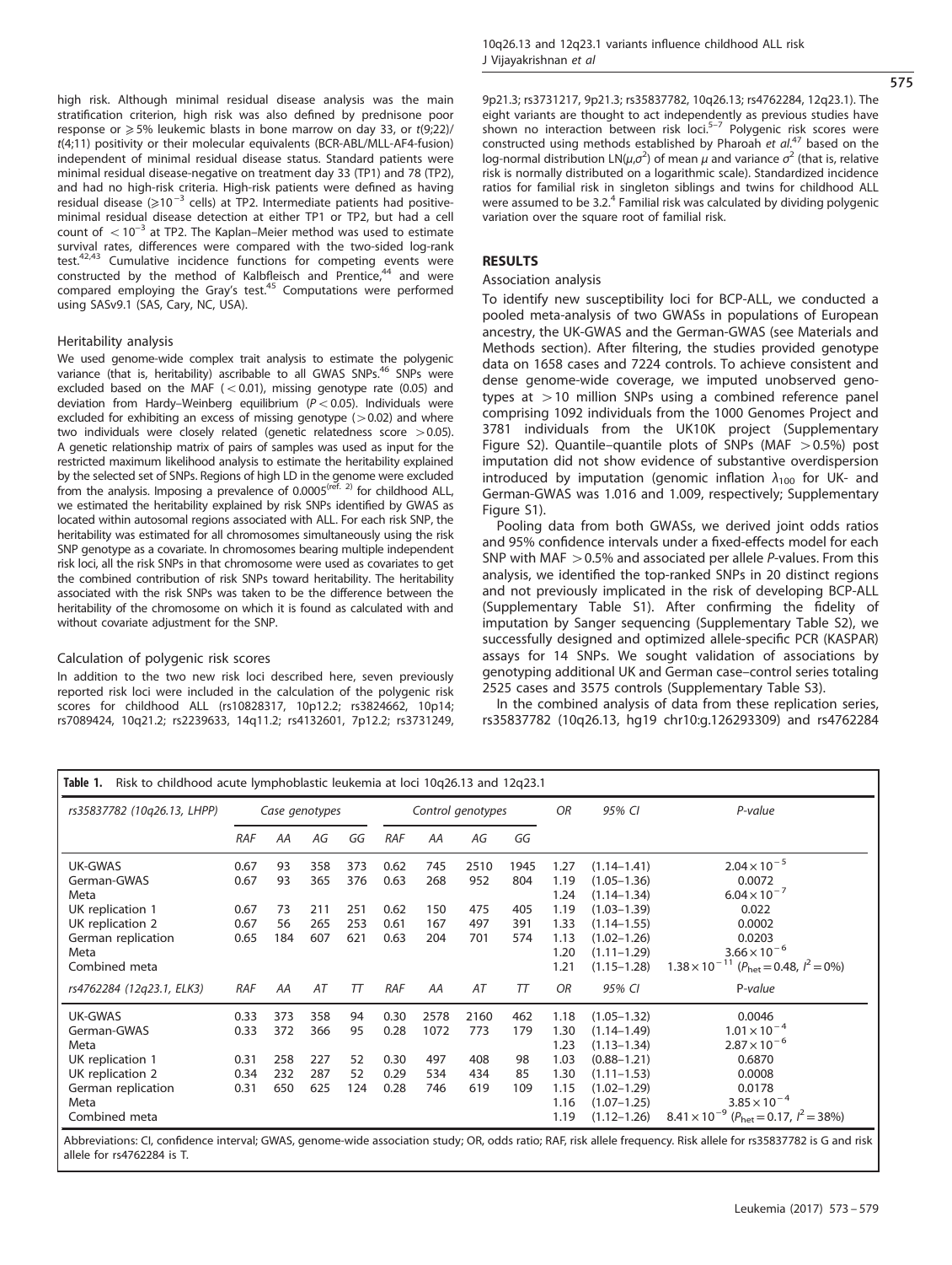high risk. Although minimal residual disease analysis was the main stratification criterion, high risk was also defined by prednisone poor response or ⩾5% leukemic blasts in bone marrow on day 33, or t(9;22)/ t(4;11) positivity or their molecular equivalents (BCR-ABL/MLL-AF4-fusion) independent of minimal residual disease status. Standard patients were minimal residual disease-negative on treatment day 33 (TP1) and 78 (TP2), and had no high-risk criteria. High-risk patients were defined as having residual disease (⩾$10^{-3}$ cells) at TP2. Intermediate patients had positive-minimal residual disease detection at either TP1 or TP2, but had a cell count of $<10^{-3}$ at TP2. The Kaplan–Meier method was used to estimate survival rates, differences were compared with the two-sided log-rank test.[42,43] Cumulative incidence functions for competing events were constructed by the method of Kalbfleisch and Prentice,[44] and were compared employing the Gray's test.[45] Computations were performed using SASv9.1 (SAS, Cary, NC, USA).

### Heritability analysis

We used genome-wide complex trait analysis to estimate the polygenic variance (that is, heritability) ascribable to all GWAS SNPs.[46] SNPs were excluded based on the MAF ($<0.01$), missing genotype rate (0.05) and deviation from Hardy–Weinberg equilibrium ($P<0.05$). Individuals were excluded for exhibiting an excess of missing genotype ($>0.02$) and where two individuals were closely related (genetic relatedness score $>0.05$). A genetic relationship matrix of pairs of samples was used as input for the restricted maximum likelihood analysis to estimate the heritability explained by the selected set of SNPs. Regions of high LD in the genome were excluded from the analysis. Imposing a prevalence of 0.0005[ref. 2] for childhood ALL, we estimated the heritability explained by risk SNPs identified by GWAS as located within autosomal regions associated with ALL. For each risk SNP, the heritability was estimated for all chromosomes simultaneously using the risk SNP genotype as a covariate. In chromosomes bearing multiple independent risk loci, all the risk SNPs in that chromosome were used as covariates to get the combined contribution of risk SNPs toward heritability. The heritability associated with the risk SNPs was taken to be the difference between the heritability of the chromosome on which it is found as calculated with and without covariate adjustment for the SNP.

### Calculation of polygenic risk scores

In addition to the two new risk loci described here, seven previously reported risk loci were included in the calculation of the polygenic risk scores for childhood ALL (rs10828317, 10p12.2; rs3824662, 10p14; rs7089424, 10q21.2; rs2239633, 14q11.2; rs4132601, 7p12.2; rs3731249, 9p21.3; rs3731217, 9p21.3; rs35837782, 10q26.13; rs4762284, 12q23.1). The eight variants are thought to act independently as previous studies have shown no interaction between risk loci.[5–7] Polygenic risk scores were constructed using methods established by Pharoah *et al.*[47] based on the log-normal distribution LN($\mu$,$\sigma^2$) of mean $\mu$ and variance $\sigma^2$ (that is, relative risk is normally distributed on a logarithmic scale). Standardized incidence ratios for familial risk in singleton siblings and twins for childhood ALL were assumed to be 3.2.[4] Familial risk was calculated by dividing polygenic variation over the square root of familial risk.

## RESULTS

### Association analysis

To identify new susceptibility loci for BCP-ALL, we conducted a pooled meta-analysis of two GWASs in populations of European ancestry, the UK-GWAS and the German-GWAS (see Materials and Methods section). After filtering, the studies provided genotype data on 1658 cases and 7224 controls. To achieve consistent and dense genome-wide coverage, we imputed unobserved genotypes at >10 million SNPs using a combined reference panel comprising 1092 individuals from the 1000 Genomes Project and 3781 individuals from the UK10K project (Supplementary Figure S2). Quantile–quantile plots of SNPs (MAF >0.5%) post imputation did not show evidence of substantive overdispersion introduced by imputation (genomic inflation $\lambda_{100}$ for UK- and German-GWAS was 1.016 and 1.009, respectively; Supplementary Figure S1).

Pooling data from both GWASs, we derived joint odds ratios and 95% confidence intervals under a fixed-effects model for each SNP with MAF >0.5% and associated per allele *P*-values. From this analysis, we identified the top-ranked SNPs in 20 distinct regions and not previously implicated in the risk of developing BCP-ALL (Supplementary Table S1). After confirming the fidelity of imputation by Sanger sequencing (Supplementary Table S2), we successfully designed and optimized allele-specific PCR (KASPAR) assays for 14 SNPs. We sought validation of associations by genotyping additional UK and German case–control series totaling 2525 cases and 3575 controls (Supplementary Table S3).

In the combined analysis of data from these replication series, rs35837782 (10q26.13, hg19 chr10:g.126293309) and rs4762284

**Table 1.** Risk to childhood acute lymphoblastic leukemia at loci 10q26.13 and 12q23.1

| *rs35837782 (10q26.13, LHPP)* | *Case genotypes* | | | | *Control genotypes* | | | | *OR* | *95% CI* | *P-value* |
|---|---|---|---|---|---|---|---|---|---|---|---|
| | *RAF* | *AA* | *AG* | *GG* | *RAF* | *AA* | *AG* | *GG* | | | |
| UK-GWAS | 0.67 | 93 | 358 | 373 | 0.62 | 745 | 2510 | 1945 | 1.27 | (1.14–1.41) | $2.04\times10^{-5}$ |
| German-GWAS | 0.67 | 93 | 365 | 376 | 0.63 | 268 | 952 | 804 | 1.19 | (1.05–1.36) | 0.0072 |
| Meta | | | | | | | | | 1.24 | (1.14–1.34) | $6.04\times10^{-7}$ |
| UK replication 1 | 0.67 | 73 | 211 | 251 | 0.62 | 150 | 475 | 405 | 1.19 | (1.03–1.39) | 0.022 |
| UK replication 2 | 0.67 | 56 | 265 | 253 | 0.61 | 167 | 497 | 391 | 1.33 | (1.14–1.55) | 0.0002 |
| German replication | 0.65 | 184 | 607 | 621 | 0.63 | 204 | 701 | 574 | 1.13 | (1.02–1.26) | 0.0203 |
| Meta | | | | | | | | | 1.20 | (1.11–1.29) | $3.66\times10^{-6}$ |
| Combined meta | | | | | | | | | 1.21 | (1.15–1.28) | $1.38\times10^{-11}$ ($P_{het}=0.48$, $I^2=0\%$) |
| *rs4762284 (12q23.1, ELK3)* | *RAF* | *AA* | *AT* | *TT* | *RAF* | *AA* | *AT* | *TT* | *OR* | *95% CI* | *P-value* |
| UK-GWAS | 0.33 | 373 | 358 | 94 | 0.30 | 2578 | 2160 | 462 | 1.18 | (1.05–1.32) | 0.0046 |
| German-GWAS | 0.33 | 372 | 366 | 95 | 0.28 | 1072 | 773 | 179 | 1.30 | (1.14–1.49) | $1.01\times10^{-4}$ |
| Meta | | | | | | | | | 1.23 | (1.13–1.34) | $2.87\times10^{-6}$ |
| UK replication 1 | 0.31 | 258 | 227 | 52 | 0.30 | 497 | 408 | 98 | 1.03 | (0.88–1.21) | 0.6870 |
| UK replication 2 | 0.34 | 232 | 287 | 52 | 0.29 | 534 | 434 | 85 | 1.30 | (1.11–1.53) | 0.0008 |
| German replication | 0.31 | 650 | 625 | 124 | 0.28 | 746 | 619 | 109 | 1.15 | (1.02–1.29) | 0.0178 |
| Meta | | | | | | | | | 1.16 | (1.07–1.25) | $3.85\times10^{-4}$ |
| Combined meta | | | | | | | | | 1.19 | (1.12–1.26) | $8.41\times10^{-9}$ ($P_{het}=0.17$, $I^2=38\%$) |

Abbreviations: CI, confidence interval; GWAS, genome-wide association study; OR, odds ratio; RAF, risk allele frequency. Risk allele for rs35837782 is G and risk allele for rs4762284 is T.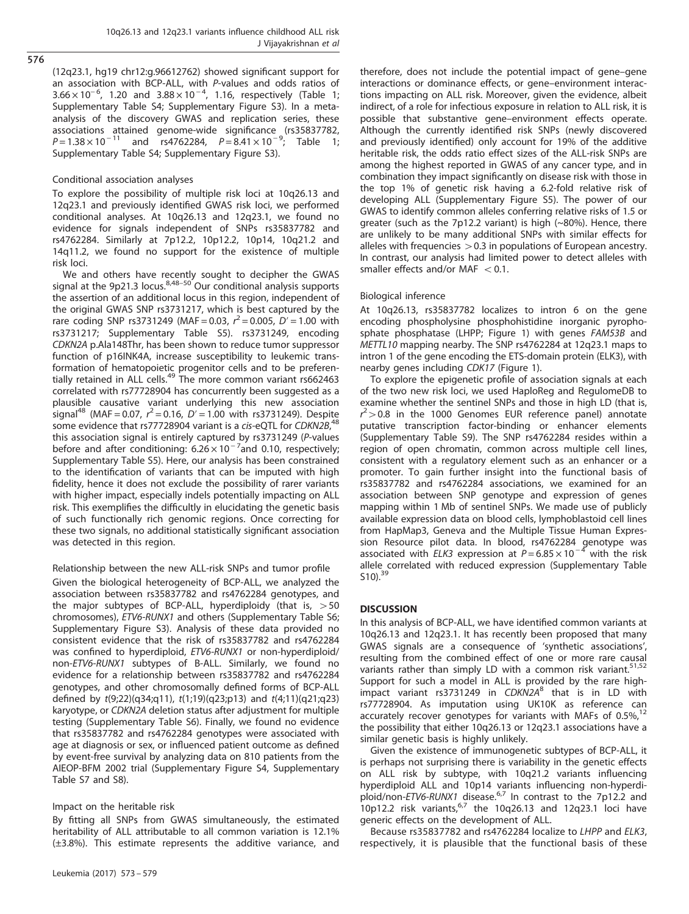(12q23.1, hg19 chr12:g.96612762) showed significant support for an association with BCP-ALL, with P-values and odds ratios of $3.66 \times 10^{-6}$, 1.20 and $3.88 \times 10^{-4}$, 1.16, respectively (Table 1; Supplementary Table S4; Supplementary Figure S3). In a meta-analysis of the discovery GWAS and replication series, these associations attained genome-wide significance (rs35837782, $P = 1.38 \times 10^{-11}$ and rs4762284, $P = 8.41 \times 10^{-9}$; Table 1; Supplementary Table S4; Supplementary Figure S3).

### Conditional association analyses

To explore the possibility of multiple risk loci at 10q26.13 and 12q23.1 and previously identified GWAS risk loci, we performed conditional analyses. At 10q26.13 and 12q23.1, we found no evidence for signals independent of SNPs rs35837782 and rs4762284. Similarly at 7p12.2, 10p12.2, 10p14, 10q21.2 and 14q11.2, we found no support for the existence of multiple risk loci.

We and others have recently sought to decipher the GWAS signal at the 9p21.3 locus.[8,48–50] Our conditional analysis supports the assertion of an additional locus in this region, independent of the original GWAS SNP rs3731217, which is best captured by the rare coding SNP rs3731249 (MAF = 0.03, $r^2 = 0.005$, $D' = 1.00$ with rs3731217; Supplementary Table S5). rs3731249, encoding *CDKN2A* p.Ala148Thr, has been shown to reduce tumor suppressor function of p16INK4A, increase susceptibility to leukemic transformation of hematopoietic progenitor cells and to be preferentially retained in ALL cells.[49] The more common variant rs662463 correlated with rs77728904 has concurrently been suggested as a plausible causative variant underlying this new association signal[48] (MAF = 0.07, $r^2 = 0.16$, $D' = 1.00$ with rs3731249). Despite some evidence that rs77728904 variant is a *cis*-eQTL for *CDKN2B*,[48] this association signal is entirely captured by rs3731249 (P-values before and after conditioning: $6.26 \times 10^{-7}$and 0.10, respectively; Supplementary Table S5). Here, our analysis has been constrained to the identification of variants that can be imputed with high fidelity, hence it does not exclude the possibility of rarer variants with higher impact, especially indels potentially impacting on ALL risk. This exemplifies the difficultly in elucidating the genetic basis of such functionally rich genomic regions. Once correcting for these two signals, no additional statistically significant association was detected in this region.

### Relationship between the new ALL-risk SNPs and tumor profile

Given the biological heterogeneity of BCP-ALL, we analyzed the association between rs35837782 and rs4762284 genotypes, and the major subtypes of BCP-ALL, hyperdiploidy (that is, > 50 chromosomes), *ETV6-RUNX1* and others (Supplementary Table S6; Supplementary Figure S3). Analysis of these data provided no consistent evidence that the risk of rs35837782 and rs4762284 was confined to hyperdiploid, *ETV6-RUNX1* or non-hyperdiploid/non-*ETV6-RUNX1* subtypes of B-ALL. Similarly, we found no evidence for a relationship between rs35837782 and rs4762284 genotypes, and other chromosomally defined forms of BCP-ALL defined by *t*(9;22)(q34;q11), *t*(1;19)(q23;p13) and *t*(4;11)(q21;q23) karyotype, or *CDKN2A* deletion status after adjustment for multiple testing (Supplementary Table S6). Finally, we found no evidence that rs35837782 and rs4762284 genotypes were associated with age at diagnosis or sex, or influenced patient outcome as defined by event-free survival by analyzing data on 810 patients from the AIEOP-BFM 2002 trial (Supplementary Figure S4, Supplementary Table S7 and S8).

### Impact on the heritable risk

By fitting all SNPs from GWAS simultaneously, the estimated heritability of ALL attributable to all common variation is 12.1% (±3.8%). This estimate represents the additive variance, and therefore, does not include the potential impact of gene–gene interactions or dominance effects, or gene–environment interactions impacting on ALL risk. Moreover, given the evidence, albeit indirect, of a role for infectious exposure in relation to ALL risk, it is possible that substantive gene–environment effects operate. Although the currently identified risk SNPs (newly discovered and previously identified) only account for 19% of the additive heritable risk, the odds ratio effect sizes of the ALL-risk SNPs are among the highest reported in GWAS of any cancer type, and in combination they impact significantly on disease risk with those in the top 1% of genetic risk having a 6.2-fold relative risk of developing ALL (Supplementary Figure S5). The power of our GWAS to identify common alleles conferring relative risks of 1.5 or greater (such as the 7p12.2 variant) is high (~80%). Hence, there are unlikely to be many additional SNPs with similar effects for alleles with frequencies > 0.3 in populations of European ancestry. In contrast, our analysis had limited power to detect alleles with smaller effects and/or MAF < 0.1.

### Biological inference

At 10q26.13, rs35837782 localizes to intron 6 on the gene encoding phospholysine phosphohistidine inorganic pyrophosphate phosphatase (LHPP; Figure 1) with genes *FAM53B* and *METTL10* mapping nearby. The SNP rs4762284 at 12q23.1 maps to intron 1 of the gene encoding the ETS-domain protein (ELK3), with nearby genes including *CDK17* (Figure 1).

To explore the epigenetic profile of association signals at each of the two new risk loci, we used HaploReg and RegulomeDB to examine whether the sentinel SNPs and those in high LD (that is, $r^2 > 0.8$ in the 1000 Genomes EUR reference panel) annotate putative transcription factor-binding or enhancer elements (Supplementary Table S9). The SNP rs4762284 resides within a region of open chromatin, common across multiple cell lines, consistent with a regulatory element such as an enhancer or a promoter. To gain further insight into the functional basis of rs35837782 and rs4762284 associations, we examined for an association between SNP genotype and expression of genes mapping within 1 Mb of sentinel SNPs. We made use of publicly available expression data on blood cells, lymphoblastoid cell lines from HapMap3, Geneva and the Multiple Tissue Human Expression Resource pilot data. In blood, rs4762284 genotype was associated with *ELK3* expression at $P = 6.85 \times 10^{-4}$ with the risk allele correlated with reduced expression (Supplementary Table S10).[39]

## DISCUSSION

In this analysis of BCP-ALL, we have identified common variants at 10q26.13 and 12q23.1. It has recently been proposed that many GWAS signals are a consequence of 'synthetic associations', resulting from the combined effect of one or more rare causal variants rather than simply LD with a common risk variant.[51,52] Support for such a model in ALL is provided by the rare high-impact variant rs3731249 in *CDKN2A*[8] that is in LD with rs77728904. As imputation using UK10K as reference can accurately recover genotypes for variants with MAFs of 0.5%,[12] the possibility that either 10q26.13 or 12q23.1 associations have a similar genetic basis is highly unlikely.

Given the existence of immunogenetic subtypes of BCP-ALL, it is perhaps not surprising there is variability in the genetic effects on ALL risk by subtype, with 10q21.2 variants influencing hyperdiploid ALL and 10p14 variants influencing non-hyperdiploid/non-*ETV6-RUNX1* disease.[6,7] In contrast to the 7p12.2 and 10p12.2 risk variants,[6,7] the 10q26.13 and 12q23.1 loci have generic effects on the development of ALL.

Because rs35837782 and rs4762284 localize to *LHPP* and *ELK3*, respectively, it is plausible that the functional basis of these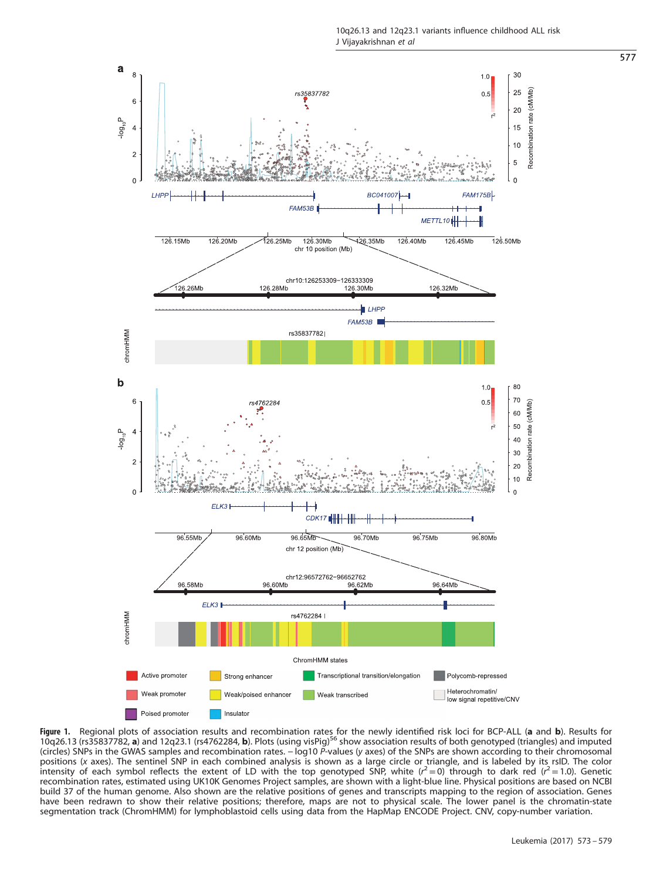**Figure 1.** Regional plots of association results and recombination rates for the newly identified risk loci for BCP-ALL (**a** and **b**). Results for 10q26.13 (rs35837782, **a**) and 12q23.1 (rs4762284, **b**). Plots (using visPig)[56] show association results of both genotyped (triangles) and imputed (circles) SNPs in the GWAS samples and recombination rates. − log10 *P*-values (*y* axes) of the SNPs are shown according to their chromosomal positions (*x* axes). The sentinel SNP in each combined analysis is shown as a large circle or triangle, and is labeled by its rsID. The color intensity of each symbol reflects the extent of LD with the top genotyped SNP, white ($r^2 = 0$) through to dark red ($r^2 = 1.0$). Genetic recombination rates, estimated using UK10K Genomes Project samples, are shown with a light-blue line. Physical positions are based on NCBI build 37 of the human genome. Also shown are the relative positions of genes and transcripts mapping to the region of association. Genes have been redrawn to show their relative positions; therefore, maps are not to physical scale. The lower panel is the chromatin-state segmentation track (ChromHMM) for lymphoblastoid cells using data from the HapMap ENCODE Project. CNV, copy-number variation.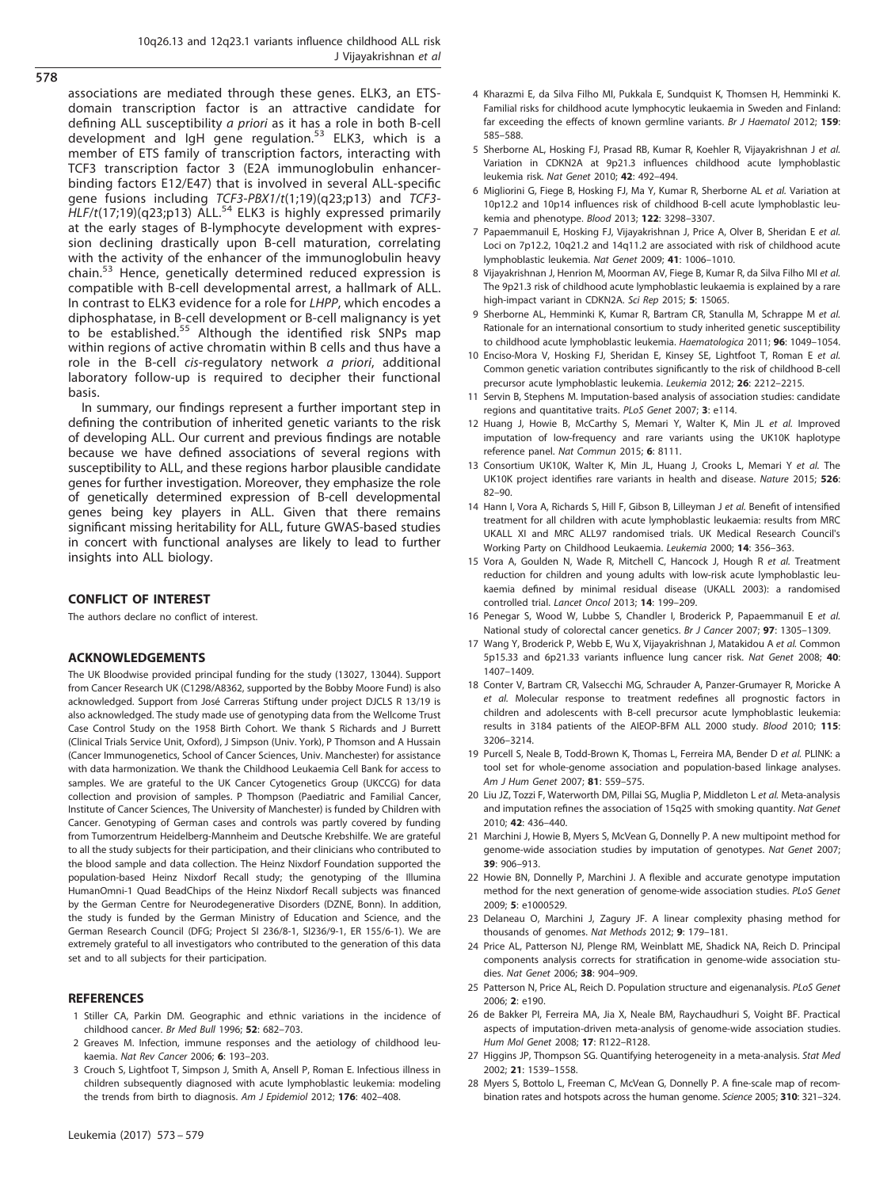associations are mediated through these genes. ELK3, an ETS-domain transcription factor is an attractive candidate for defining ALL susceptibility *a priori* as it has a role in both B-cell development and IgH gene regulation.[53] ELK3, which is a member of ETS family of transcription factors, interacting with TCF3 transcription factor 3 (E2A immunoglobulin enhancer-binding factors E12/E47) that is involved in several ALL-specific gene fusions including *TCF3-PBX1/t*(1;19)(q23;p13) and *TCF3-HLF/t*(17;19)(q23;p13) ALL.[54] ELK3 is highly expressed primarily at the early stages of B-lymphocyte development with expression declining drastically upon B-cell maturation, correlating with the activity of the enhancer of the immunoglobulin heavy chain.[53] Hence, genetically determined reduced expression is compatible with B-cell developmental arrest, a hallmark of ALL. In contrast to ELK3 evidence for a role for *LHPP*, which encodes a diphosphatase, in B-cell development or B-cell malignancy is yet to be established.[55] Although the identified risk SNPs map within regions of active chromatin within B cells and thus have a role in the B-cell *cis*-regulatory network *a priori*, additional laboratory follow-up is required to decipher their functional basis.

In summary, our findings represent a further important step in defining the contribution of inherited genetic variants to the risk of developing ALL. Our current and previous findings are notable because we have defined associations of several regions with susceptibility to ALL, and these regions harbor plausible candidate genes for further investigation. Moreover, they emphasize the role of genetically determined expression of B-cell developmental genes being key players in ALL. Given that there remains significant missing heritability for ALL, future GWAS-based studies in concert with functional analyses are likely to lead to further insights into ALL biology.

## CONFLICT OF INTEREST

The authors declare no conflict of interest.

## ACKNOWLEDGEMENTS

The UK Bloodwise provided principal funding for the study (13027, 13044). Support from Cancer Research UK (C1298/A8362, supported by the Bobby Moore Fund) is also acknowledged. Support from José Carreras Stiftung under project DJCLS R 13/19 is also acknowledged. The study made use of genotyping data from the Wellcome Trust Case Control Study on the 1958 Birth Cohort. We thank S Richards and J Burrett (Clinical Trials Service Unit, Oxford), J Simpson (Univ. York), P Thomson and A Hussain (Cancer Immunogenetics, School of Cancer Sciences, Univ. Manchester) for assistance with data harmonization. We thank the Childhood Leukaemia Cell Bank for access to samples. We are grateful to the UK Cancer Cytogenetics Group (UKCCG) for data collection and provision of samples. P Thompson (Paediatric and Familial Cancer, Institute of Cancer Sciences, The University of Manchester) is funded by Children with Cancer. Genotyping of German cases and controls was partly covered by funding from Tumorzentrum Heidelberg-Mannheim and Deutsche Krebshilfe. We are grateful to all the study subjects for their participation, and their clinicians who contributed to the blood sample and data collection. The Heinz Nixdorf Foundation supported the population-based Heinz Nixdorf Recall study; the genotyping of the Illumina HumanOmni-1 Quad BeadChips of the Heinz Nixdorf Recall subjects was financed by the German Centre for Neurodegenerative Disorders (DZNE, Bonn). In addition, the study is funded by the German Ministry of Education and Science, and the German Research Council (DFG; Project SI 236/8-1, SI236/9-1, ER 155/6-1). We are extremely grateful to all investigators who contributed to the generation of this data set and to all subjects for their participation.

## REFERENCES

1. Stiller CA, Parkin DM. Geographic and ethnic variations in the incidence of childhood cancer. *Br Med Bull* 1996; **52**: 682–703.
2. Greaves M. Infection, immune responses and the aetiology of childhood leukaemia. *Nat Rev Cancer* 2006; **6**: 193–203.
3. Crouch S, Lightfoot T, Simpson J, Smith A, Ansell P, Roman E. Infectious illness in children subsequently diagnosed with acute lymphoblastic leukemia: modeling the trends from birth to diagnosis. *Am J Epidemiol* 2012; **176**: 402–408.
4. Kharazmi E, da Silva Filho MI, Pukkala E, Sundquist K, Thomsen H, Hemminki K. Familial risks for childhood acute lymphocytic leukaemia in Sweden and Finland: far exceeding the effects of known germline variants. *Br J Haematol* 2012; **159**: 585–588.
5. Sherborne AL, Hosking FJ, Prasad RB, Kumar R, Koehler R, Vijayakrishnan J *et al.* Variation in CDKN2A at 9p21.3 influences childhood acute lymphoblastic leukemia risk. *Nat Genet* 2010; **42**: 492–494.
6. Migliorini G, Fiege B, Hosking FJ, Ma Y, Kumar R, Sherborne AL *et al.* Variation at 10p12.2 and 10p14 influences risk of childhood B-cell acute lymphoblastic leukemia and phenotype. *Blood* 2013; **122**: 3298–3307.
7. Papaemmanuil E, Hosking FJ, Vijayakrishnan J, Price A, Olver B, Sheridan E *et al.* Loci on 7p12.2, 10q21.2 and 14q11.2 are associated with risk of childhood acute lymphoblastic leukemia. *Nat Genet* 2009; **41**: 1006–1010.
8. Vijayakrishnan J, Henrion M, Moorman AV, Fiege B, Kumar R, da Silva Filho MI *et al.* The 9p21.3 risk of childhood acute lymphoblastic leukaemia is explained by a rare high-impact variant in CDKN2A. *Sci Rep* 2015; **5**: 15065.
9. Sherborne AL, Hemminki K, Kumar R, Bartram CR, Stanulla M, Schrappe M *et al.* Rationale for an international consortium to study inherited genetic susceptibility to childhood acute lymphoblastic leukemia. *Haematologica* 2011; **96**: 1049–1054.
10. Enciso-Mora V, Hosking FJ, Sheridan E, Kinsey SE, Lightfoot T, Roman E *et al.* Common genetic variation contributes significantly to the risk of childhood B-cell precursor acute lymphoblastic leukemia. *Leukemia* 2012; **26**: 2212–2215.
11. Servin B, Stephens M. Imputation-based analysis of association studies: candidate regions and quantitative traits. *PLoS Genet* 2007; **3**: e114.
12. Huang J, Howie B, McCarthy S, Memari Y, Walter K, Min JL *et al.* Improved imputation of low-frequency and rare variants using the UK10K haplotype reference panel. *Nat Commun* 2015; **6**: 8111.
13. Consortium UK10K, Walter K, Min JL, Huang J, Crooks L, Memari Y *et al.* The UK10K project identifies rare variants in health and disease. *Nature* 2015; **526**: 82–90.
14. Hann I, Vora A, Richards S, Hill F, Gibson B, Lilleyman J *et al.* Benefit of intensified treatment for all children with acute lymphoblastic leukaemia: results from MRC UKALL XI and MRC ALL97 randomised trials. UK Medical Research Council's Working Party on Childhood Leukaemia. *Leukemia* 2000; **14**: 356–363.
15. Vora A, Goulden N, Wade R, Mitchell C, Hancock J, Hough R *et al.* Treatment reduction for children and young adults with low-risk acute lymphoblastic leukaemia defined by minimal residual disease (UKALL 2003): a randomised controlled trial. *Lancet Oncol* 2013; **14**: 199–209.
16. Penegar S, Wood W, Lubbe S, Chandler I, Broderick P, Papaemmanuil E *et al.* National study of colorectal cancer genetics. *Br J Cancer* 2007; **97**: 1305–1309.
17. Wang Y, Broderick P, Webb E, Wu X, Vijayakrishnan J, Matakidou A *et al.* Common 5p15.33 and 6p21.33 variants influence lung cancer risk. *Nat Genet* 2008; **40**: 1407–1409.
18. Conter V, Bartram CR, Valsecchi MG, Schrauder A, Panzer-Grumayer R, Moricke A *et al.* Molecular response to treatment redefines all prognostic factors in children and adolescents with B-cell precursor acute lymphoblastic leukemia: results in 3184 patients of the AIEOP-BFM ALL 2000 study. *Blood* 2010; **115**: 3206–3214.
19. Purcell S, Neale B, Todd-Brown K, Thomas L, Ferreira MA, Bender D *et al.* PLINK: a tool set for whole-genome association and population-based linkage analyses. *Am J Hum Genet* 2007; **81**: 559–575.
20. Liu JZ, Tozzi F, Waterworth DM, Pillai SG, Muglia P, Middleton L *et al.* Meta-analysis and imputation refines the association of 15q25 with smoking quantity. *Nat Genet* 2010; **42**: 436–440.
21. Marchini J, Howie B, Myers S, McVean G, Donnelly P. A new multipoint method for genome-wide association studies by imputation of genotypes. *Nat Genet* 2007; **39**: 906–913.
22. Howie BN, Donnelly P, Marchini J. A flexible and accurate genotype imputation method for the next generation of genome-wide association studies. *PLoS Genet* 2009; **5**: e1000529.
23. Delaneau O, Marchini J, Zagury JF. A linear complexity phasing method for thousands of genomes. *Nat Methods* 2012; **9**: 179–181.
24. Price AL, Patterson NJ, Plenge RM, Weinblatt ME, Shadick NA, Reich D. Principal components analysis corrects for stratification in genome-wide association studies. *Nat Genet* 2006; **38**: 904–909.
25. Patterson N, Price AL, Reich D. Population structure and eigenanalysis. *PLoS Genet* 2006; **2**: e190.
26. de Bakker PI, Ferreira MA, Jia X, Neale BM, Raychaudhuri S, Voight BF. Practical aspects of imputation-driven meta-analysis of genome-wide association studies. *Hum Mol Genet* 2008; **17**: R122–R128.
27. Higgins JP, Thompson SG. Quantifying heterogeneity in a meta-analysis. *Stat Med* 2002; **21**: 1539–1558.
28. Myers S, Bottolo L, Freeman C, McVean G, Donnelly P. A fine-scale map of recombination rates and hotspots across the human genome. *Science* 2005; **310**: 321–324.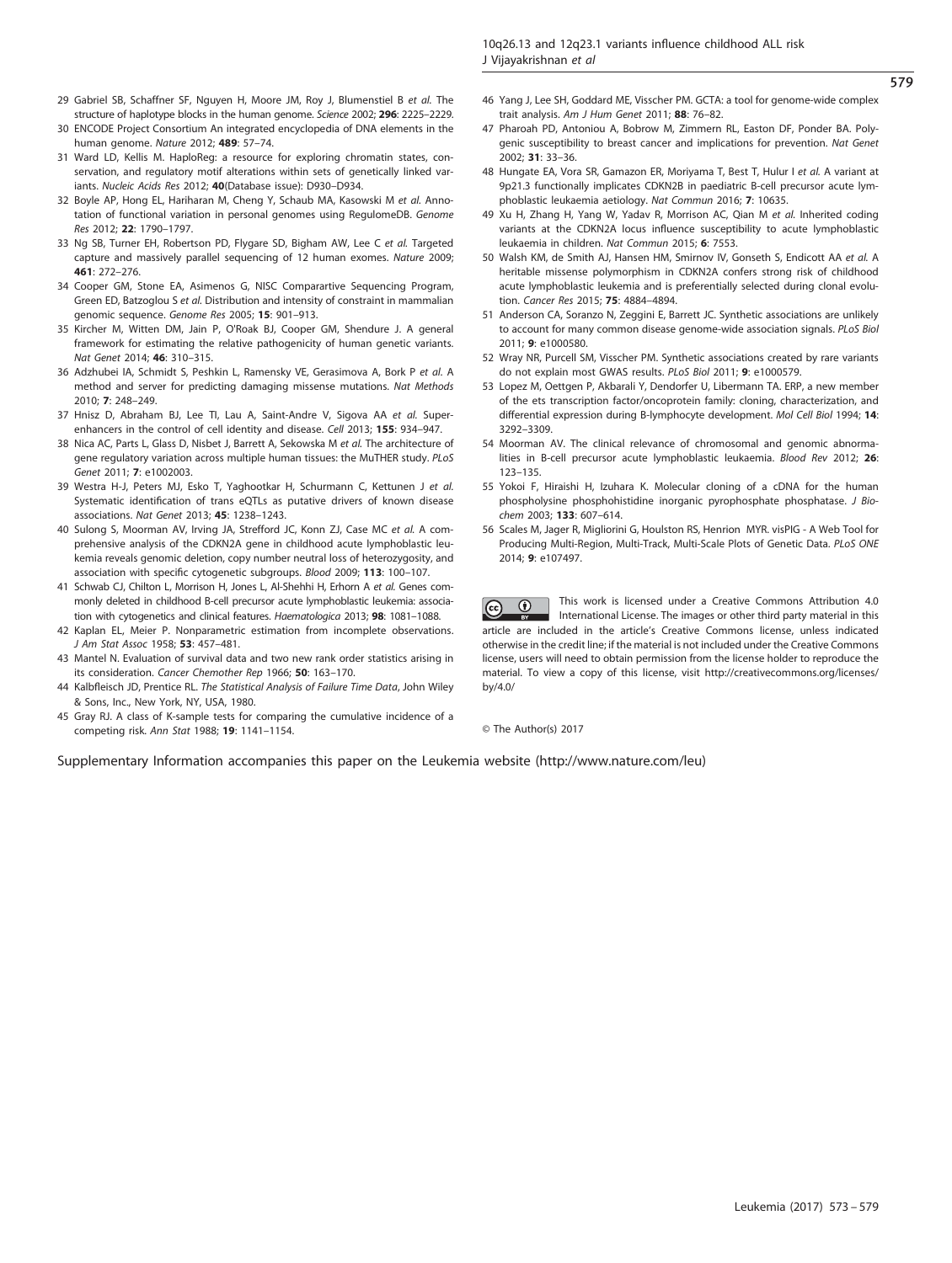29 Gabriel SB, Schaffner SF, Nguyen H, Moore JM, Roy J, Blumenstiel B *et al.* The structure of haplotype blocks in the human genome. *Science* 2002; **296**: 2225–2229.

30 ENCODE Project Consortium An integrated encyclopedia of DNA elements in the human genome. *Nature* 2012; **489**: 57–74.

31 Ward LD, Kellis M. HaploReg: a resource for exploring chromatin states, conservation, and regulatory motif alterations within sets of genetically linked variants. *Nucleic Acids Res* 2012; **40**(Database issue): D930–D934.

32 Boyle AP, Hong EL, Hariharan M, Cheng Y, Schaub MA, Kasowski M *et al.* Annotation of functional variation in personal genomes using RegulomeDB. *Genome Res* 2012; **22**: 1790–1797.

33 Ng SB, Turner EH, Robertson PD, Flygare SD, Bigham AW, Lee C *et al.* Targeted capture and massively parallel sequencing of 12 human exomes. *Nature* 2009; **461**: 272–276.

34 Cooper GM, Stone EA, Asimenos G, NISC Comparartive Sequencing Program, Green ED, Batzoglou S *et al.* Distribution and intensity of constraint in mammalian genomic sequence. *Genome Res* 2005; **15**: 901–913.

35 Kircher M, Witten DM, Jain P, O'Roak BJ, Cooper GM, Shendure J. A general framework for estimating the relative pathogenicity of human genetic variants. *Nat Genet* 2014; **46**: 310–315.

36 Adzhubei IA, Schmidt S, Peshkin L, Ramensky VE, Gerasimova A, Bork P *et al.* A method and server for predicting damaging missense mutations. *Nat Methods* 2010; **7**: 248–249.

37 Hnisz D, Abraham BJ, Lee TI, Lau A, Saint-Andre V, Sigova AA *et al.* Super-enhancers in the control of cell identity and disease. *Cell* 2013; **155**: 934–947.

38 Nica AC, Parts L, Glass D, Nisbet J, Barrett A, Sekowska M *et al.* The architecture of gene regulatory variation across multiple human tissues: the MuTHER study. *PLoS Genet* 2011; **7**: e1002003.

39 Westra H-J, Peters MJ, Esko T, Yaghootkar H, Schurmann C, Kettunen J *et al.* Systematic identification of trans eQTLs as putative drivers of known disease associations. *Nat Genet* 2013; **45**: 1238–1243.

40 Sulong S, Moorman AV, Irving JA, Strefford JC, Konn ZJ, Case MC *et al.* A comprehensive analysis of the CDKN2A gene in childhood acute lymphoblastic leukemia reveals genomic deletion, copy number neutral loss of heterozygosity, and association with specific cytogenetic subgroups. *Blood* 2009; **113**: 100–107.

41 Schwab CJ, Chilton L, Morrison H, Jones L, Al-Shehhi H, Erhorn A *et al.* Genes commonly deleted in childhood B-cell precursor acute lymphoblastic leukemia: association with cytogenetics and clinical features. *Haematologica* 2013; **98**: 1081–1088.

42 Kaplan EL, Meier P. Nonparametric estimation from incomplete observations. *J Am Stat Assoc* 1958; **53**: 457–481.

43 Mantel N. Evaluation of survival data and two new rank order statistics arising in its consideration. *Cancer Chemother Rep* 1966; **50**: 163–170.

44 Kalbfleisch JD, Prentice RL. *The Statistical Analysis of Failure Time Data*, John Wiley & Sons, Inc., New York, NY, USA, 1980.

45 Gray RJ. A class of K-sample tests for comparing the cumulative incidence of a competing risk. *Ann Stat* 1988; **19**: 1141–1154.

46 Yang J, Lee SH, Goddard ME, Visscher PM. GCTA: a tool for genome-wide complex trait analysis. *Am J Hum Genet* 2011; **88**: 76–82.

47 Pharoah PD, Antoniou A, Bobrow M, Zimmern RL, Easton DF, Ponder BA. Polygenic susceptibility to breast cancer and implications for prevention. *Nat Genet* 2002; **31**: 33–36.

48 Hungate EA, Vora SR, Gamazon ER, Moriyama T, Best T, Hulur I *et al.* A variant at 9p21.3 functionally implicates CDKN2B in paediatric B-cell precursor acute lymphoblastic leukaemia aetiology. *Nat Commun* 2016; **7**: 10635.

49 Xu H, Zhang H, Yang W, Yadav R, Morrison AC, Qian M *et al.* Inherited coding variants at the CDKN2A locus influence susceptibility to acute lymphoblastic leukaemia in children. *Nat Commun* 2015; **6**: 7553.

50 Walsh KM, de Smith AJ, Hansen HM, Smirnov IV, Gonseth S, Endicott AA *et al.* A heritable missense polymorphism in CDKN2A confers strong risk of childhood acute lymphoblastic leukemia and is preferentially selected during clonal evolution. *Cancer Res* 2015; **75**: 4884–4894.

51 Anderson CA, Soranzo N, Zeggini E, Barrett JC. Synthetic associations are unlikely to account for many common disease genome-wide association signals. *PLoS Biol* 2011; **9**: e1000580.

52 Wray NR, Purcell SM, Visscher PM. Synthetic associations created by rare variants do not explain most GWAS results. *PLoS Biol* 2011; **9**: e1000579.

53 Lopez M, Oettgen P, Akbarali Y, Dendorfer U, Libermann TA. ERP, a new member of the ets transcription factor/oncoprotein family: cloning, characterization, and differential expression during B-lymphocyte development. *Mol Cell Biol* 1994; **14**: 3292–3309.

54 Moorman AV. The clinical relevance of chromosomal and genomic abnormalities in B-cell precursor acute lymphoblastic leukaemia. *Blood Rev* 2012; **26**: 123–135.

55 Yokoi F, Hiraishi H, Izuhara K. Molecular cloning of a cDNA for the human phospholysine phosphohistidine inorganic pyrophosphate phosphatase. *J Biochem* 2003; **133**: 607–614.

56 Scales M, Jager R, Migliorini G, Houlston RS, Henrion MYR. visPIG - A Web Tool for Producing Multi-Region, Multi-Track, Multi-Scale Plots of Genetic Data. *PLoS ONE* 2014; **9**: e107497.

This work is licensed under a Creative Commons Attribution 4.0 International License. The images or other third party material in this article are included in the article's Creative Commons license, unless indicated otherwise in the credit line; if the material is not included under the Creative Commons license, users will need to obtain permission from the license holder to reproduce the material. To view a copy of this license, visit http://creativecommons.org/licenses/by/4.0/

© The Author(s) 2017

Supplementary Information accompanies this paper on the Leukemia website (http://www.nature.com/leu)